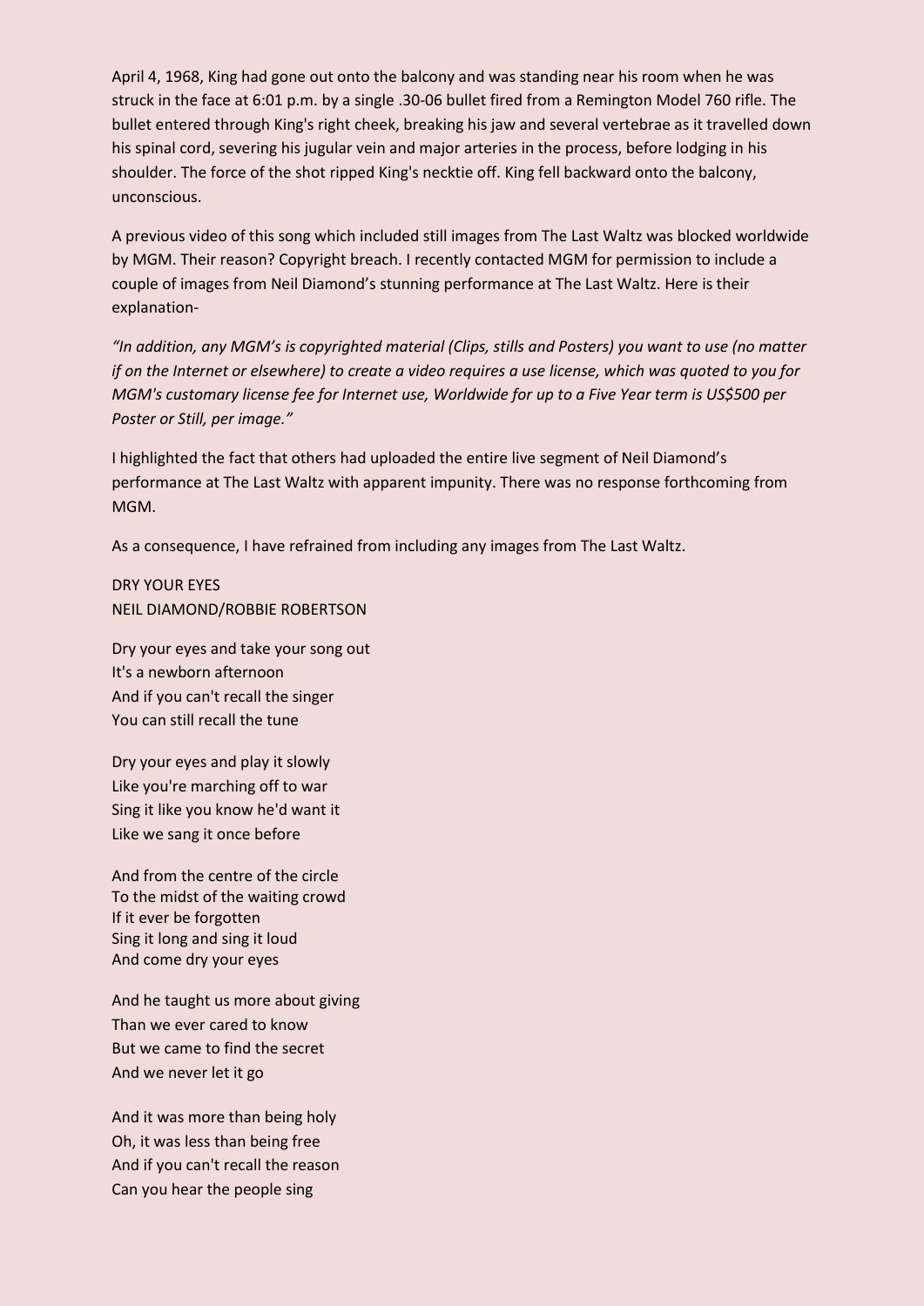April 4, 1968, King had gone out onto the balcony and was standing near his room when he was struck in the face at 6:01 p.m. by a single .30-06 bullet fired from a Remington Model 760 rifle. The bullet entered through King's right cheek, breaking his jaw and several vertebrae as it travelled down his spinal cord, severing his jugular vein and major arteries in the process, before lodging in his shoulder. The force of the shot ripped King's necktie off. King fell backward onto the balcony, unconscious.

A previous video of this song which included still images from The Last Waltz was blocked worldwide by MGM. Their reason? Copyright breach. I recently contacted MGM for permission to include a couple of images from Neil Diamond's stunning performance at The Last Waltz. Here is their explanation-

*"In addition, any MGM's is copyrighted material (Clips, stills and Posters) you want to use (no matter if on the Internet or elsewhere) to create a video requires a use license, which was quoted to you for MGM's customary license fee for Internet use, Worldwide for up to a Five Year term is US$500 per Poster or Still, per image."*

I highlighted the fact that others had uploaded the entire live segment of Neil Diamond's performance at The Last Waltz with apparent impunity. There was no response forthcoming from MGM.

As a consequence, I have refrained from including any images from The Last Waltz.

DRY YOUR EYES
NEIL DIAMOND/ROBBIE ROBERTSON

Dry your eyes and take your song out
It's a newborn afternoon
And if you can't recall the singer
You can still recall the tune

Dry your eyes and play it slowly
Like you're marching off to war
Sing it like you know he'd want it
Like we sang it once before

And from the centre of the circle
To the midst of the waiting crowd
If it ever be forgotten
Sing it long and sing it loud
And come dry your eyes

And he taught us more about giving
Than we ever cared to know
But we came to find the secret
And we never let it go

And it was more than being holy
Oh, it was less than being free
And if you can't recall the reason
Can you hear the people sing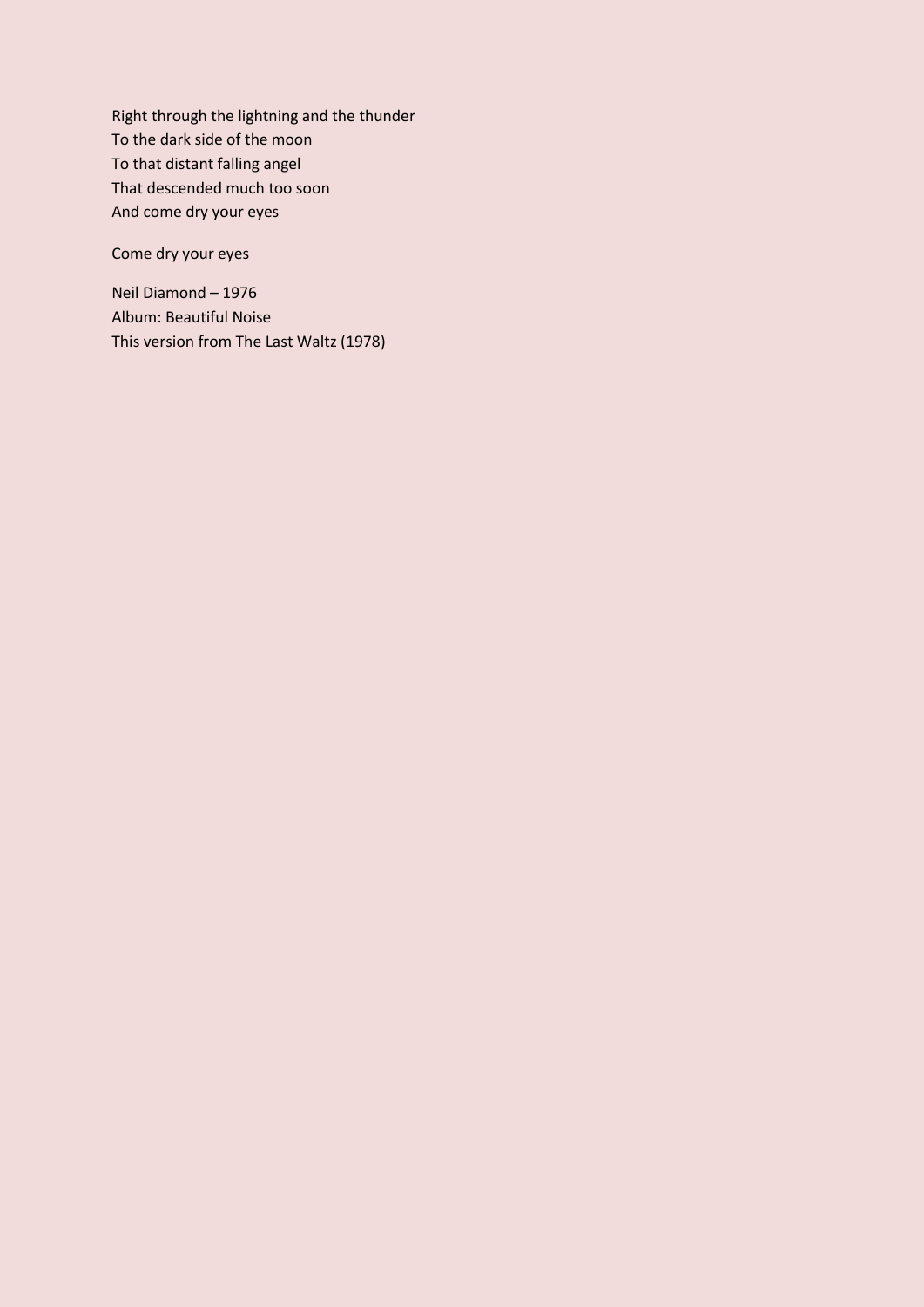Right through the lightning and the thunder
To the dark side of the moon
To that distant falling angel
That descended much too soon
And come dry your eyes

Come dry your eyes

Neil Diamond – 1976
Album: Beautiful Noise
This version from The Last Waltz (1978)